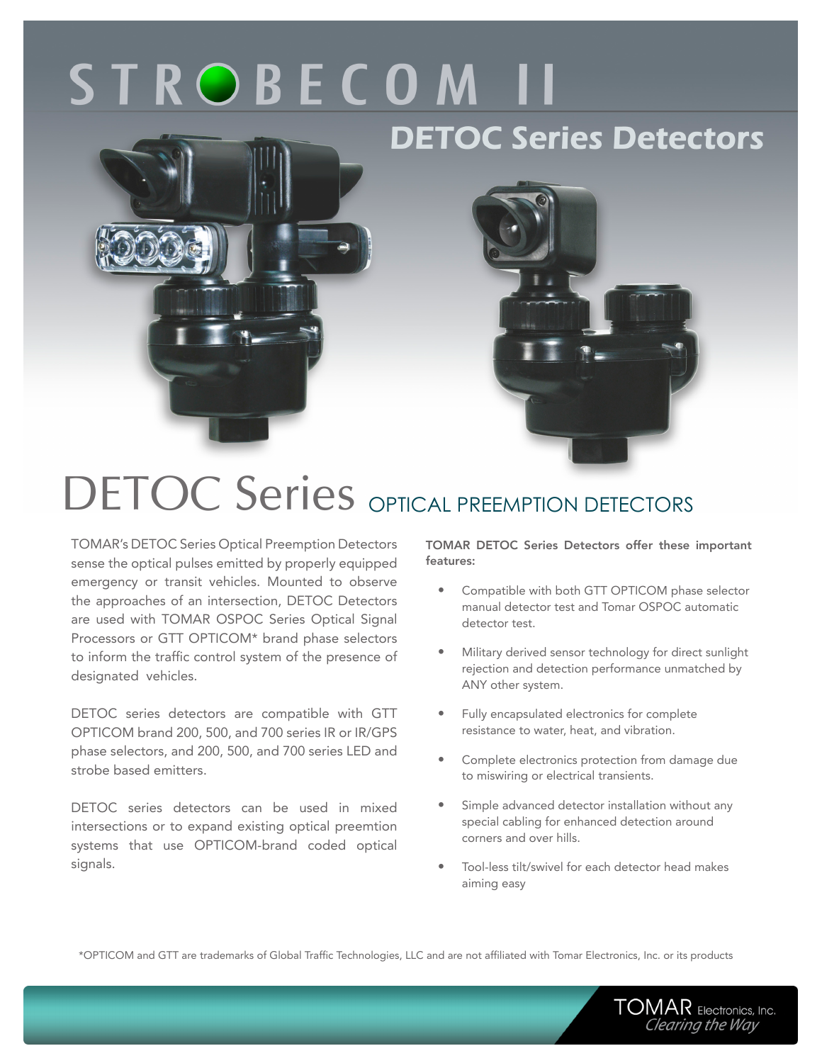# STROBECOM II

## DETOC Series Detectors

# DETOC Series OPTICAL PREEMPTION DETECTORS

TOMAR's DETOC Series Optical Preemption Detectors sense the optical pulses emitted by properly equipped emergency or transit vehicles. Mounted to observe the approaches of an intersection, DETOC Detectors are used with TOMAR OSPOC Series Optical Signal Processors or GTT OPTICOM* brand phase selectors to inform the traffic control system of the presence of designated vehicles.

DETOC series detectors are compatible with GTT OPTICOM brand 200, 500, and 700 series IR or IR/GPS phase selectors, and 200, 500, and 700 series LED and strobe based emitters.

DETOC series detectors can be used in mixed intersections or to expand existing optical preemtion systems that use OPTICOM-brand coded optical signals.

**TOMAR DETOC Series Detectors offer these important features:**

- Compatible with both GTT OPTICOM phase selector manual detector test and Tomar OSPOC automatic detector test.
- Military derived sensor technology for direct sunlight rejection and detection performance unmatched by ANY other system.
- Fully encapsulated electronics for complete resistance to water, heat, and vibration.
- Complete electronics protection from damage due to miswiring or electrical transients.
- Simple advanced detector installation without any special cabling for enhanced detection around corners and over hills.
- Tool-less tilt/swivel for each detector head makes aiming easy

*OPTICOM and GTT are trademarks of Global Traffic Technologies, LLC and are not affiliated with Tomar Electronics, Inc. or its products

TOMAR Electronics, Inc.
*Clearing the Way*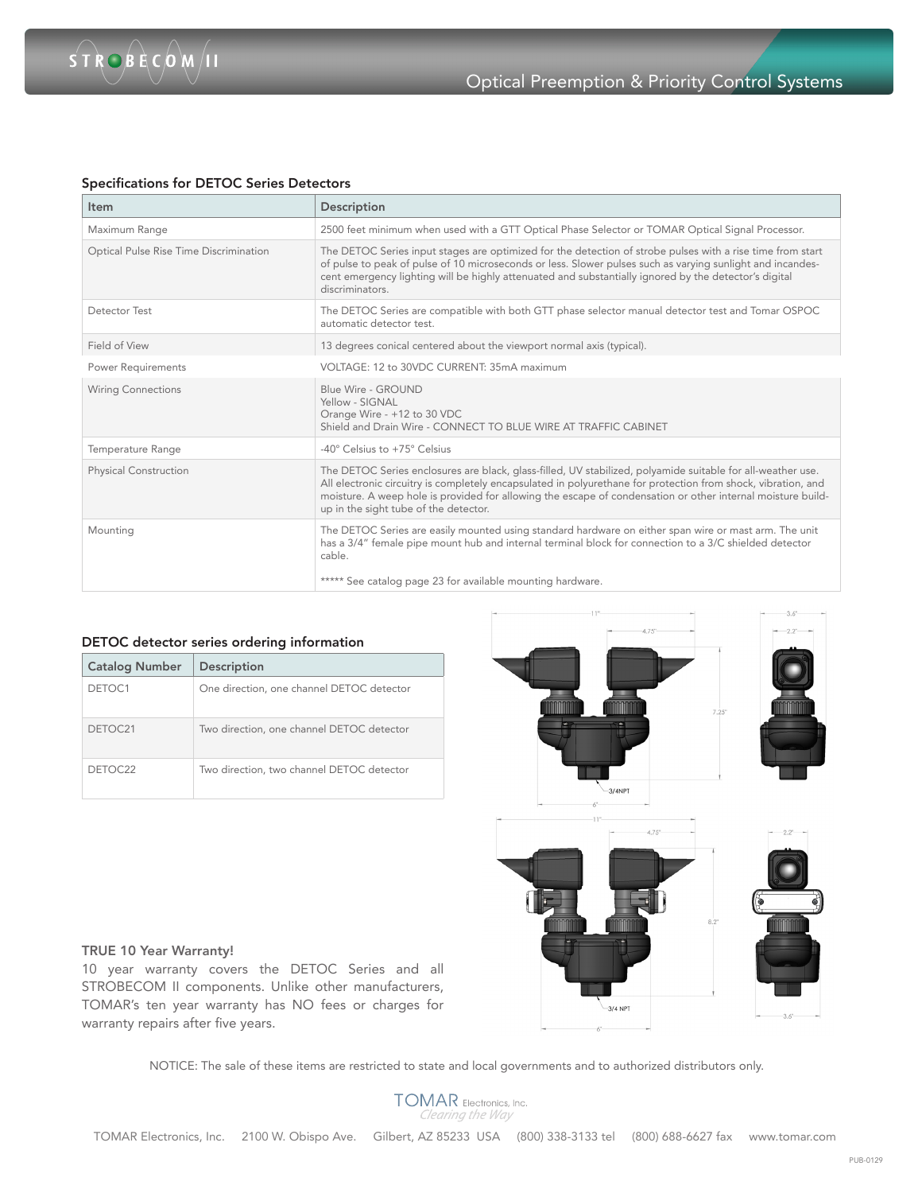### Specifications for DETOC Series Detectors

| Item | Description |
| --- | --- |
| Maximum Range | 2500 feet minimum when used with a GTT Optical Phase Selector or TOMAR Optical Signal Processor. |
| Optical Pulse Rise Time Discrimination | The DETOC Series input stages are optimized for the detection of strobe pulses with a rise time from start of pulse to peak of pulse of 10 microseconds or less. Slower pulses such as varying sunlight and incandescent emergency lighting will be highly attenuated and substantially ignored by the detector's digital discriminators. |
| Detector Test | The DETOC Series are compatible with both GTT phase selector manual detector test and Tomar OSPOC automatic detector test. |
| Field of View | 13 degrees conical centered about the viewport normal axis (typical). |
| Power Requirements | VOLTAGE: 12 to 30VDC CURRENT: 35mA maximum |
| Wiring Connections | Blue Wire - GROUND<br>Yellow - SIGNAL<br>Orange Wire - +12 to 30 VDC<br>Shield and Drain Wire - CONNECT TO BLUE WIRE AT TRAFFIC CABINET |
| Temperature Range | -40° Celsius to +75° Celsius |
| Physical Construction | The DETOC Series enclosures are black, glass-filled, UV stabilized, polyamide suitable for all-weather use. All electronic circuitry is completely encapsulated in polyurethane for protection from shock, vibration, and moisture. A weep hole is provided for allowing the escape of condensation or other internal moisture build-up in the sight tube of the detector. |
| Mounting | The DETOC Series are easily mounted using standard hardware on either span wire or mast arm. The unit has a 3/4" female pipe mount hub and internal terminal block for connection to a 3/C shielded detector cable.<br><br>***** See catalog page 23 for available mounting hardware. |

### DETOC detector series ordering information

| Catalog Number | Description |
| --- | --- |
| DETOC1 | One direction, one channel DETOC detector |
| DETOC21 | Two direction, one channel DETOC detector |
| DETOC22 | Two direction, two channel DETOC detector |

11"
4.75"
7.25"
3/4NPT
6"
3.6"
2.2"

11"
4.75"
8.2"
3/4 NPT
6"
2.2"
3.6"

### TRUE 10 Year Warranty!

10 year warranty covers the DETOC Series and all STROBECOM II components. Unlike other manufacturers, TOMAR's ten year warranty has NO fees or charges for warranty repairs after five years.

NOTICE: The sale of these items are restricted to state and local governments and to authorized distributors only.

TOMAR Electronics, Inc. *Clearing the Way*

TOMAR Electronics, Inc. 2100 W. Obispo Ave. Gilbert, AZ 85233 USA (800) 338-3133 tel (800) 688-6627 fax www.tomar.com

PUB-0129